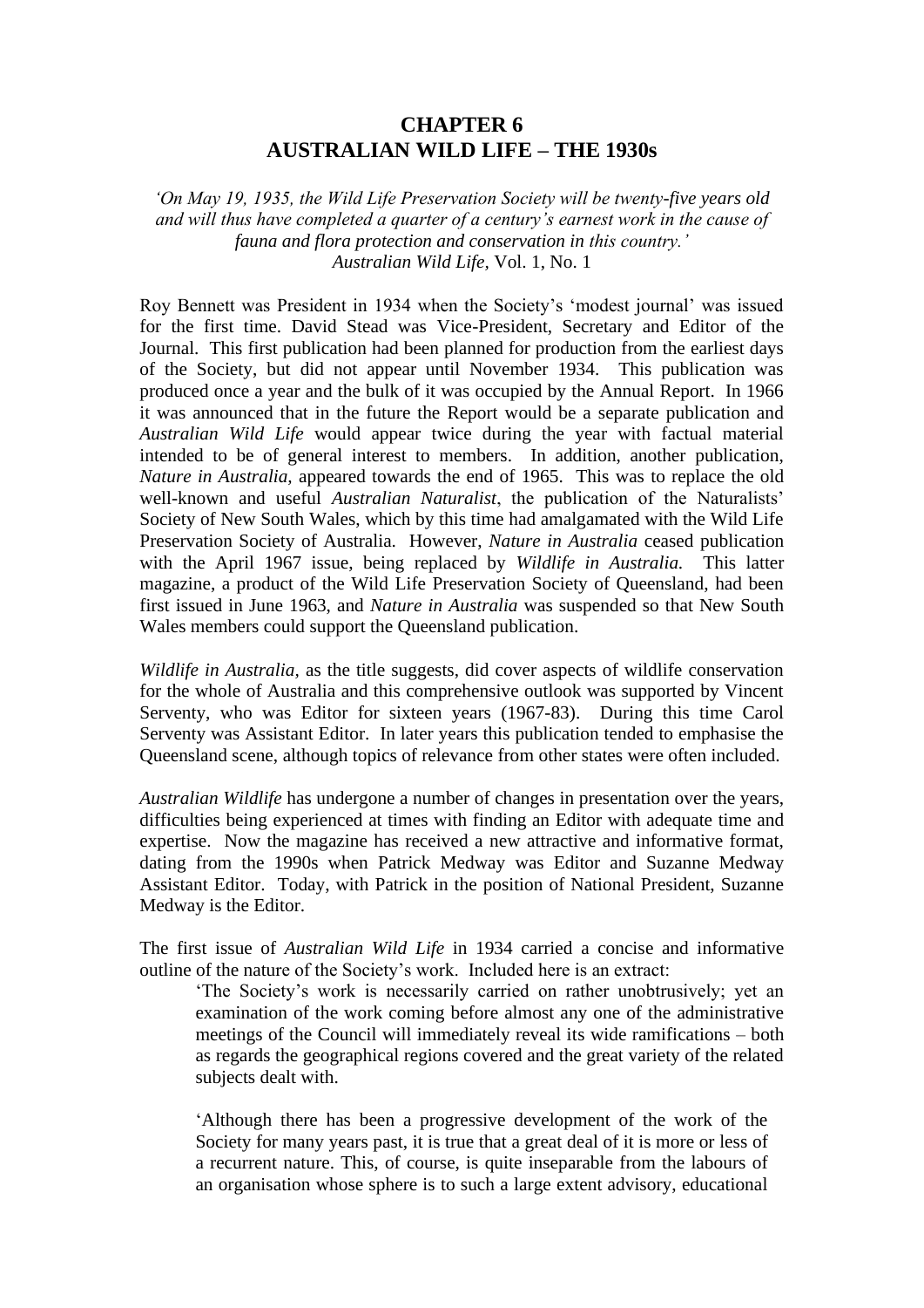# CHAPTER 6
# AUSTRALIAN WILD LIFE – THE 1930s

*'On May 19, 1935, the Wild Life Preservation Society will be twenty-five years old and will thus have completed a quarter of a century's earnest work in the cause of fauna and flora protection and conservation in this country.'*
*Australian Wild Life*, Vol. 1, No. 1

Roy Bennett was President in 1934 when the Society's 'modest journal' was issued for the first time. David Stead was Vice-President, Secretary and Editor of the Journal. This first publication had been planned for production from the earliest days of the Society, but did not appear until November 1934. This publication was produced once a year and the bulk of it was occupied by the Annual Report. In 1966 it was announced that in the future the Report would be a separate publication and *Australian Wild Life* would appear twice during the year with factual material intended to be of general interest to members. In addition, another publication, *Nature in Australia,* appeared towards the end of 1965. This was to replace the old well-known and useful *Australian Naturalist*, the publication of the Naturalists' Society of New South Wales, which by this time had amalgamated with the Wild Life Preservation Society of Australia. However, *Nature in Australia* ceased publication with the April 1967 issue, being replaced by *Wildlife in Australia.* This latter magazine, a product of the Wild Life Preservation Society of Queensland, had been first issued in June 1963, and *Nature in Australia* was suspended so that New South Wales members could support the Queensland publication.

*Wildlife in Australia,* as the title suggests, did cover aspects of wildlife conservation for the whole of Australia and this comprehensive outlook was supported by Vincent Serventy, who was Editor for sixteen years (1967-83). During this time Carol Serventy was Assistant Editor. In later years this publication tended to emphasise the Queensland scene, although topics of relevance from other states were often included.

*Australian Wildlife* has undergone a number of changes in presentation over the years, difficulties being experienced at times with finding an Editor with adequate time and expertise. Now the magazine has received a new attractive and informative format, dating from the 1990s when Patrick Medway was Editor and Suzanne Medway Assistant Editor. Today, with Patrick in the position of National President, Suzanne Medway is the Editor.

The first issue of *Australian Wild Life* in 1934 carried a concise and informative outline of the nature of the Society's work. Included here is an extract:

> 'The Society's work is necessarily carried on rather unobtrusively; yet an examination of the work coming before almost any one of the administrative meetings of the Council will immediately reveal its wide ramifications – both as regards the geographical regions covered and the great variety of the related subjects dealt with.
>
> 'Although there has been a progressive development of the work of the Society for many years past, it is true that a great deal of it is more or less of a recurrent nature. This, of course, is quite inseparable from the labours of an organisation whose sphere is to such a large extent advisory, educational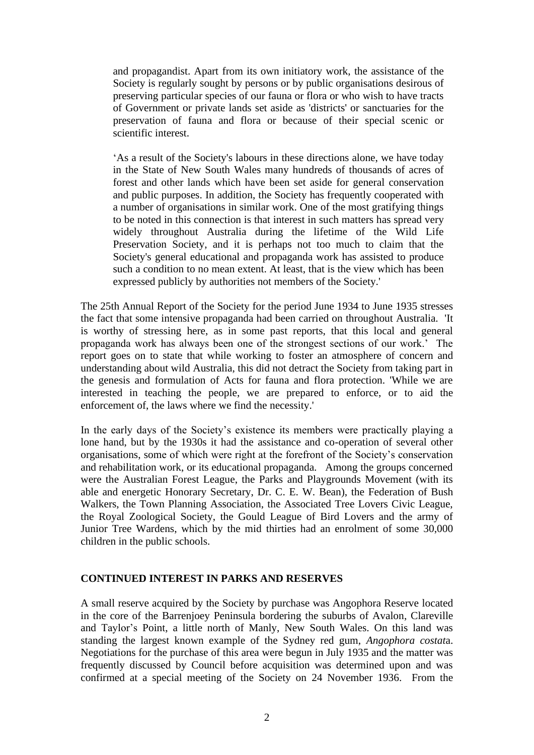> and propagandist. Apart from its own initiatory work, the assistance of the Society is regularly sought by persons or by public organisations desirous of preserving particular species of our fauna or flora or who wish to have tracts of Government or private lands set aside as 'districts' or sanctuaries for the preservation of fauna and flora or because of their special scenic or scientific interest.
>
> 'As a result of the Society's labours in these directions alone, we have today in the State of New South Wales many hundreds of thousands of acres of forest and other lands which have been set aside for general conservation and public purposes. In addition, the Society has frequently cooperated with a number of organisations in similar work. One of the most gratifying things to be noted in this connection is that interest in such matters has spread very widely throughout Australia during the lifetime of the Wild Life Preservation Society, and it is perhaps not too much to claim that the Society's general educational and propaganda work has assisted to produce such a condition to no mean extent. At least, that is the view which has been expressed publicly by authorities not members of the Society.'

The 25th Annual Report of the Society for the period June 1934 to June 1935 stresses the fact that some intensive propaganda had been carried on throughout Australia. 'It is worthy of stressing here, as in some past reports, that this local and general propaganda work has always been one of the strongest sections of our work.' The report goes on to state that while working to foster an atmosphere of concern and understanding about wild Australia, this did not detract the Society from taking part in the genesis and formulation of Acts for fauna and flora protection. 'While we are interested in teaching the people, we are prepared to enforce, or to aid the enforcement of, the laws where we find the necessity.'

In the early days of the Society's existence its members were practically playing a lone hand, but by the 1930s it had the assistance and co-operation of several other organisations, some of which were right at the forefront of the Society's conservation and rehabilitation work, or its educational propaganda. Among the groups concerned were the Australian Forest League, the Parks and Playgrounds Movement (with its able and energetic Honorary Secretary, Dr. C. E. W. Bean), the Federation of Bush Walkers, the Town Planning Association, the Associated Tree Lovers Civic League, the Royal Zoological Society, the Gould League of Bird Lovers and the army of Junior Tree Wardens, which by the mid thirties had an enrolment of some 30,000 children in the public schools.

## CONTINUED INTEREST IN PARKS AND RESERVES

A small reserve acquired by the Society by purchase was Angophora Reserve located in the core of the Barrenjoey Peninsula bordering the suburbs of Avalon, Clareville and Taylor's Point, a little north of Manly, New South Wales. On this land was standing the largest known example of the Sydney red gum, *Angophora costata*. Negotiations for the purchase of this area were begun in July 1935 and the matter was frequently discussed by Council before acquisition was determined upon and was confirmed at a special meeting of the Society on 24 November 1936. From the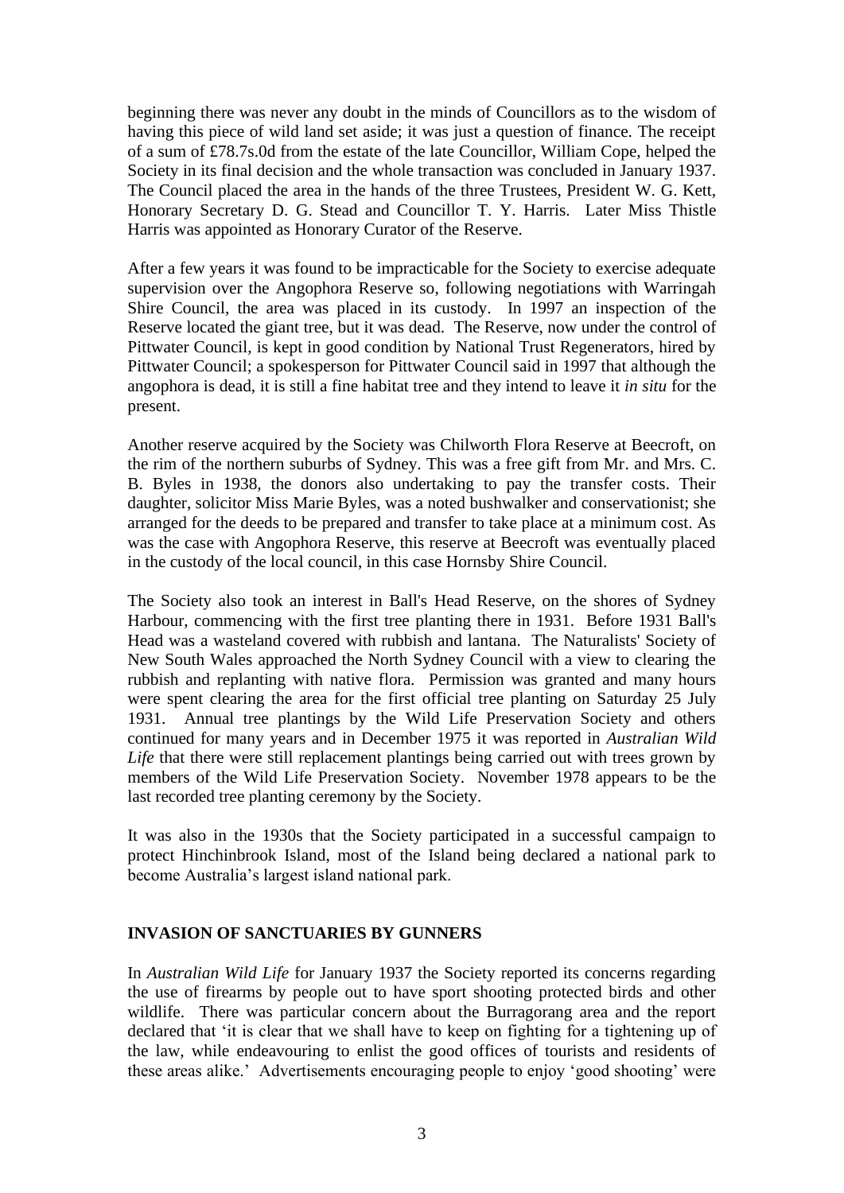beginning there was never any doubt in the minds of Councillors as to the wisdom of having this piece of wild land set aside; it was just a question of finance. The receipt of a sum of £78.7s.0d from the estate of the late Councillor, William Cope, helped the Society in its final decision and the whole transaction was concluded in January 1937. The Council placed the area in the hands of the three Trustees, President W. G. Kett, Honorary Secretary D. G. Stead and Councillor T. Y. Harris. Later Miss Thistle Harris was appointed as Honorary Curator of the Reserve.

After a few years it was found to be impracticable for the Society to exercise adequate supervision over the Angophora Reserve so, following negotiations with Warringah Shire Council, the area was placed in its custody. In 1997 an inspection of the Reserve located the giant tree, but it was dead. The Reserve, now under the control of Pittwater Council, is kept in good condition by National Trust Regenerators, hired by Pittwater Council; a spokesperson for Pittwater Council said in 1997 that although the angophora is dead, it is still a fine habitat tree and they intend to leave it *in situ* for the present.

Another reserve acquired by the Society was Chilworth Flora Reserve at Beecroft, on the rim of the northern suburbs of Sydney. This was a free gift from Mr. and Mrs. C. B. Byles in 1938, the donors also undertaking to pay the transfer costs. Their daughter, solicitor Miss Marie Byles, was a noted bushwalker and conservationist; she arranged for the deeds to be prepared and transfer to take place at a minimum cost. As was the case with Angophora Reserve, this reserve at Beecroft was eventually placed in the custody of the local council, in this case Hornsby Shire Council.

The Society also took an interest in Ball's Head Reserve, on the shores of Sydney Harbour, commencing with the first tree planting there in 1931. Before 1931 Ball's Head was a wasteland covered with rubbish and lantana. The Naturalists' Society of New South Wales approached the North Sydney Council with a view to clearing the rubbish and replanting with native flora. Permission was granted and many hours were spent clearing the area for the first official tree planting on Saturday 25 July 1931. Annual tree plantings by the Wild Life Preservation Society and others continued for many years and in December 1975 it was reported in *Australian Wild Life* that there were still replacement plantings being carried out with trees grown by members of the Wild Life Preservation Society. November 1978 appears to be the last recorded tree planting ceremony by the Society.

It was also in the 1930s that the Society participated in a successful campaign to protect Hinchinbrook Island, most of the Island being declared a national park to become Australia's largest island national park.

## INVASION OF SANCTUARIES BY GUNNERS

In *Australian Wild Life* for January 1937 the Society reported its concerns regarding the use of firearms by people out to have sport shooting protected birds and other wildlife. There was particular concern about the Burragorang area and the report declared that 'it is clear that we shall have to keep on fighting for a tightening up of the law, while endeavouring to enlist the good offices of tourists and residents of these areas alike.' Advertisements encouraging people to enjoy 'good shooting' were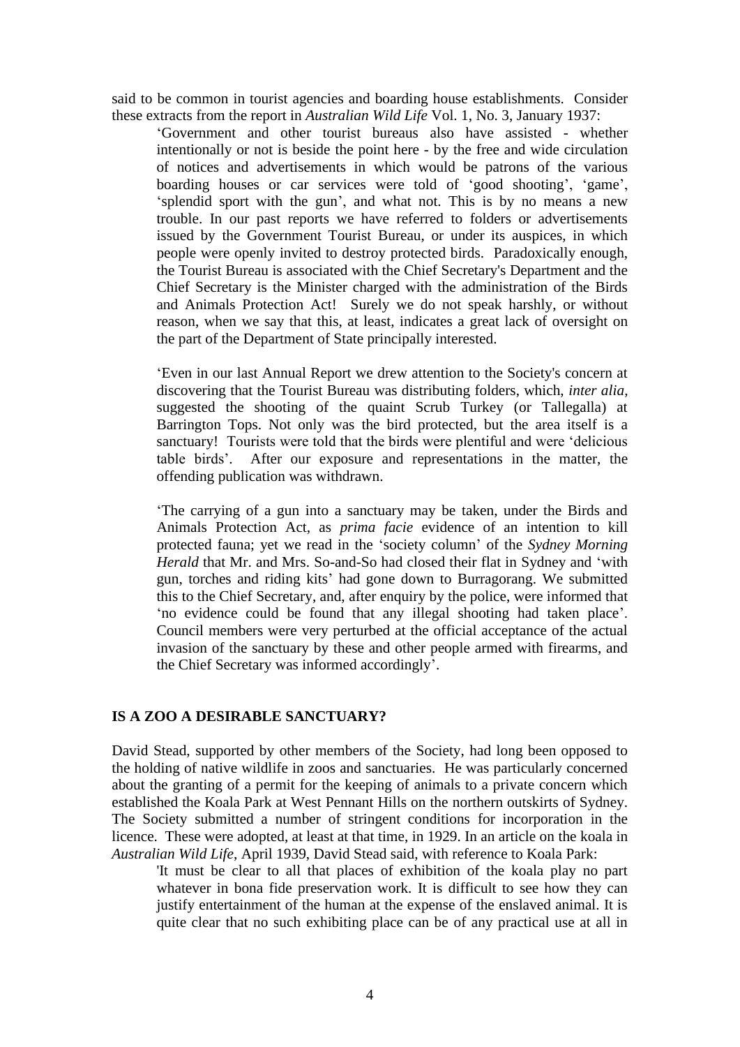said to be common in tourist agencies and boarding house establishments. Consider these extracts from the report in *Australian Wild Life* Vol. 1, No. 3, January 1937:

> 'Government and other tourist bureaus also have assisted - whether intentionally or not is beside the point here - by the free and wide circulation of notices and advertisements in which would be patrons of the various boarding houses or car services were told of 'good shooting', 'game', 'splendid sport with the gun', and what not. This is by no means a new trouble. In our past reports we have referred to folders or advertisements issued by the Government Tourist Bureau, or under its auspices, in which people were openly invited to destroy protected birds. Paradoxically enough, the Tourist Bureau is associated with the Chief Secretary's Department and the Chief Secretary is the Minister charged with the administration of the Birds and Animals Protection Act! Surely we do not speak harshly, or without reason, when we say that this, at least, indicates a great lack of oversight on the part of the Department of State principally interested.
>
> 'Even in our last Annual Report we drew attention to the Society's concern at discovering that the Tourist Bureau was distributing folders, which, *inter alia*, suggested the shooting of the quaint Scrub Turkey (or Tallegalla) at Barrington Tops. Not only was the bird protected, but the area itself is a sanctuary! Tourists were told that the birds were plentiful and were 'delicious table birds'. After our exposure and representations in the matter, the offending publication was withdrawn.
>
> 'The carrying of a gun into a sanctuary may be taken, under the Birds and Animals Protection Act, as *prima facie* evidence of an intention to kill protected fauna; yet we read in the 'society column' of the *Sydney Morning Herald* that Mr. and Mrs. So-and-So had closed their flat in Sydney and 'with gun, torches and riding kits' had gone down to Burragorang. We submitted this to the Chief Secretary, and, after enquiry by the police, were informed that 'no evidence could be found that any illegal shooting had taken place'. Council members were very perturbed at the official acceptance of the actual invasion of the sanctuary by these and other people armed with firearms, and the Chief Secretary was informed accordingly'.

## IS A ZOO A DESIRABLE SANCTUARY?

David Stead, supported by other members of the Society, had long been opposed to the holding of native wildlife in zoos and sanctuaries. He was particularly concerned about the granting of a permit for the keeping of animals to a private concern which established the Koala Park at West Pennant Hills on the northern outskirts of Sydney. The Society submitted a number of stringent conditions for incorporation in the licence. These were adopted, at least at that time, in 1929. In an article on the koala in *Australian Wild Life*, April 1939, David Stead said, with reference to Koala Park:

> 'It must be clear to all that places of exhibition of the koala play no part whatever in bona fide preservation work. It is difficult to see how they can justify entertainment of the human at the expense of the enslaved animal. It is quite clear that no such exhibiting place can be of any practical use at all in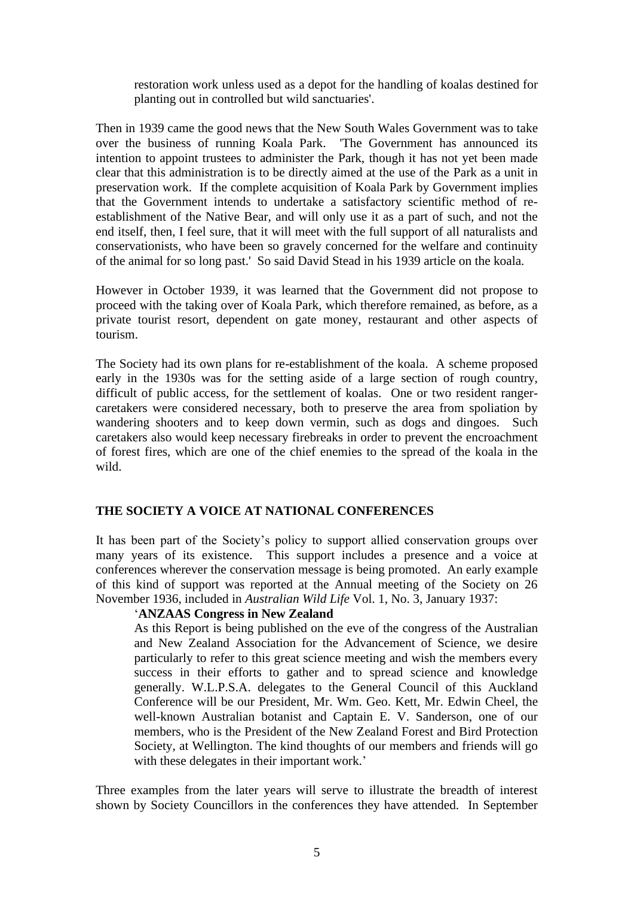> restoration work unless used as a depot for the handling of koalas destined for planting out in controlled but wild sanctuaries'.

Then in 1939 came the good news that the New South Wales Government was to take over the business of running Koala Park. 'The Government has announced its intention to appoint trustees to administer the Park, though it has not yet been made clear that this administration is to be directly aimed at the use of the Park as a unit in preservation work. If the complete acquisition of Koala Park by Government implies that the Government intends to undertake a satisfactory scientific method of re-establishment of the Native Bear, and will only use it as a part of such, and not the end itself, then, I feel sure, that it will meet with the full support of all naturalists and conservationists, who have been so gravely concerned for the welfare and continuity of the animal for so long past.' So said David Stead in his 1939 article on the koala.

However in October 1939, it was learned that the Government did not propose to proceed with the taking over of Koala Park, which therefore remained, as before, as a private tourist resort, dependent on gate money, restaurant and other aspects of tourism.

The Society had its own plans for re-establishment of the koala. A scheme proposed early in the 1930s was for the setting aside of a large section of rough country, difficult of public access, for the settlement of koalas. One or two resident ranger-caretakers were considered necessary, both to preserve the area from spoliation by wandering shooters and to keep down vermin, such as dogs and dingoes. Such caretakers also would keep necessary firebreaks in order to prevent the encroachment of forest fires, which are one of the chief enemies to the spread of the koala in the wild.

## THE SOCIETY A VOICE AT NATIONAL CONFERENCES

It has been part of the Society's policy to support allied conservation groups over many years of its existence. This support includes a presence and a voice at conferences wherever the conservation message is being promoted. An early example of this kind of support was reported at the Annual meeting of the Society on 26 November 1936, included in *Australian Wild Life* Vol. 1, No. 3, January 1937:

> '**ANZAAS Congress in New Zealand**
>
> As this Report is being published on the eve of the congress of the Australian and New Zealand Association for the Advancement of Science, we desire particularly to refer to this great science meeting and wish the members every success in their efforts to gather and to spread science and knowledge generally. W.L.P.S.A. delegates to the General Council of this Auckland Conference will be our President, Mr. Wm. Geo. Kett, Mr. Edwin Cheel, the well-known Australian botanist and Captain E. V. Sanderson, one of our members, who is the President of the New Zealand Forest and Bird Protection Society, at Wellington. The kind thoughts of our members and friends will go with these delegates in their important work.'

Three examples from the later years will serve to illustrate the breadth of interest shown by Society Councillors in the conferences they have attended. In September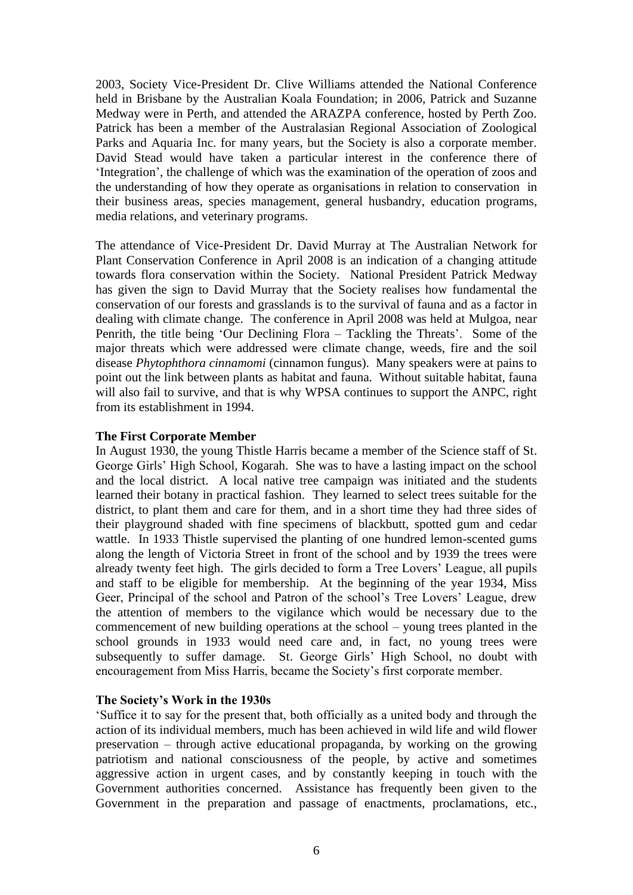2003, Society Vice-President Dr. Clive Williams attended the National Conference held in Brisbane by the Australian Koala Foundation; in 2006, Patrick and Suzanne Medway were in Perth, and attended the ARAZPA conference, hosted by Perth Zoo. Patrick has been a member of the Australasian Regional Association of Zoological Parks and Aquaria Inc. for many years, but the Society is also a corporate member. David Stead would have taken a particular interest in the conference there of 'Integration', the challenge of which was the examination of the operation of zoos and the understanding of how they operate as organisations in relation to conservation in their business areas, species management, general husbandry, education programs, media relations, and veterinary programs.

The attendance of Vice-President Dr. David Murray at The Australian Network for Plant Conservation Conference in April 2008 is an indication of a changing attitude towards flora conservation within the Society. National President Patrick Medway has given the sign to David Murray that the Society realises how fundamental the conservation of our forests and grasslands is to the survival of fauna and as a factor in dealing with climate change. The conference in April 2008 was held at Mulgoa, near Penrith, the title being 'Our Declining Flora – Tackling the Threats'. Some of the major threats which were addressed were climate change, weeds, fire and the soil disease *Phytophthora cinnamomi* (cinnamon fungus). Many speakers were at pains to point out the link between plants as habitat and fauna. Without suitable habitat, fauna will also fail to survive, and that is why WPSA continues to support the ANPC, right from its establishment in 1994.

**The First Corporate Member**

In August 1930, the young Thistle Harris became a member of the Science staff of St. George Girls' High School, Kogarah. She was to have a lasting impact on the school and the local district. A local native tree campaign was initiated and the students learned their botany in practical fashion. They learned to select trees suitable for the district, to plant them and care for them, and in a short time they had three sides of their playground shaded with fine specimens of blackbutt, spotted gum and cedar wattle. In 1933 Thistle supervised the planting of one hundred lemon-scented gums along the length of Victoria Street in front of the school and by 1939 the trees were already twenty feet high. The girls decided to form a Tree Lovers' League, all pupils and staff to be eligible for membership. At the beginning of the year 1934, Miss Geer, Principal of the school and Patron of the school's Tree Lovers' League, drew the attention of members to the vigilance which would be necessary due to the commencement of new building operations at the school – young trees planted in the school grounds in 1933 would need care and, in fact, no young trees were subsequently to suffer damage. St. George Girls' High School, no doubt with encouragement from Miss Harris, became the Society's first corporate member.

**The Society's Work in the 1930s**

'Suffice it to say for the present that, both officially as a united body and through the action of its individual members, much has been achieved in wild life and wild flower preservation – through active educational propaganda, by working on the growing patriotism and national consciousness of the people, by active and sometimes aggressive action in urgent cases, and by constantly keeping in touch with the Government authorities concerned. Assistance has frequently been given to the Government in the preparation and passage of enactments, proclamations, etc.,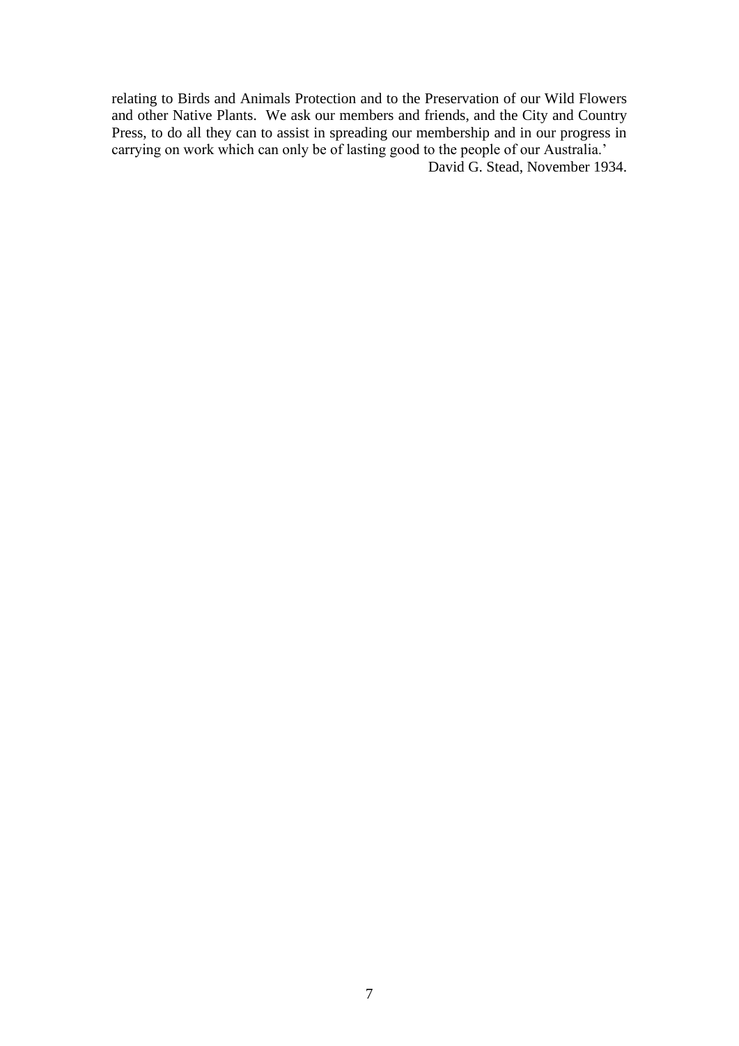relating to Birds and Animals Protection and to the Preservation of our Wild Flowers and other Native Plants. We ask our members and friends, and the City and Country Press, to do all they can to assist in spreading our membership and in our progress in carrying on work which can only be of lasting good to the people of our Australia.'

David G. Stead, November 1934.